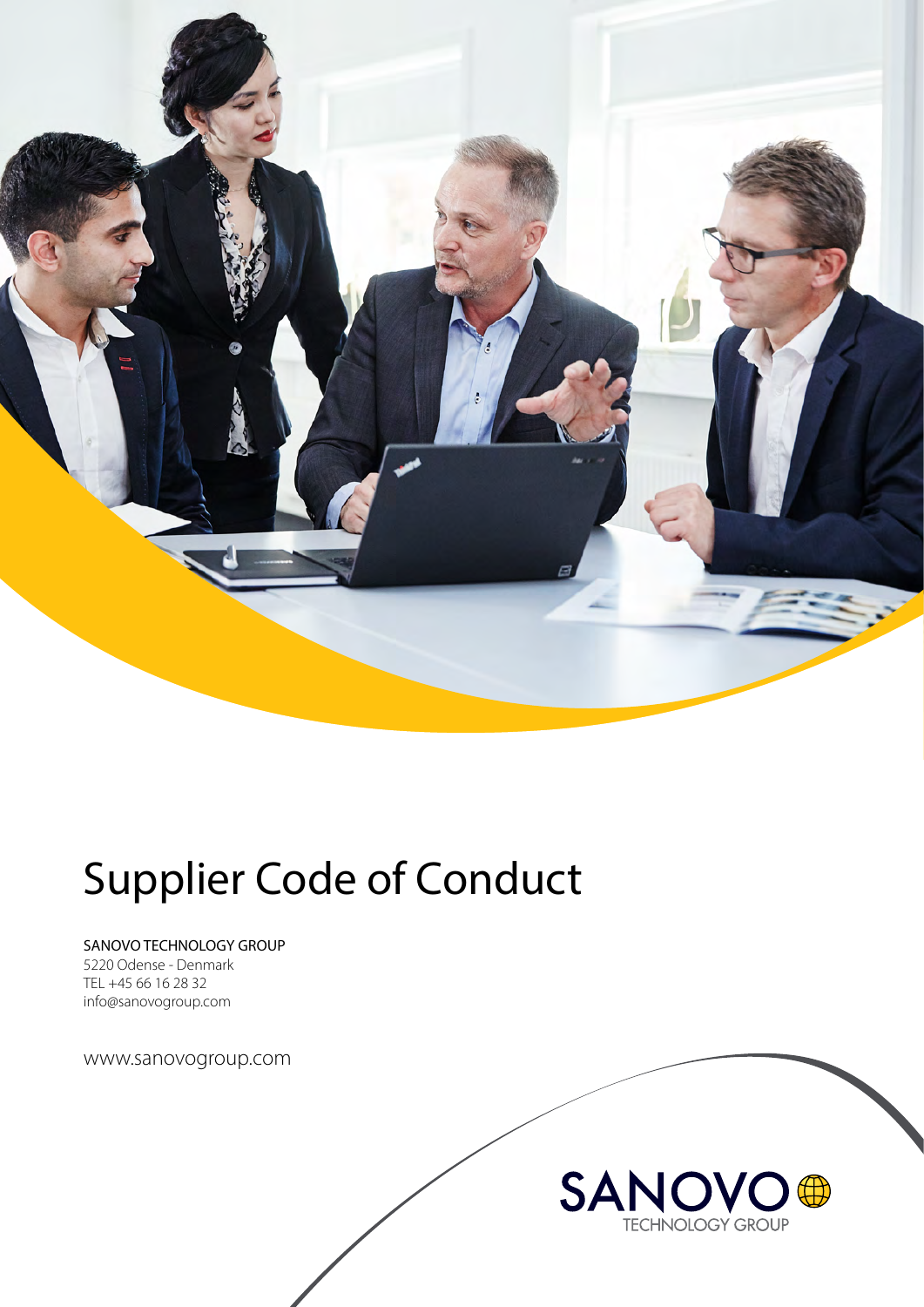# Supplier Code of Conduct

SANOVO TECHNOLOGY GROUP
5220 Odense - Denmark
TEL +45 66 16 28 32
info@sanovogroup.com

www.sanovogroup.com

SANOVO TECHNOLOGY GROUP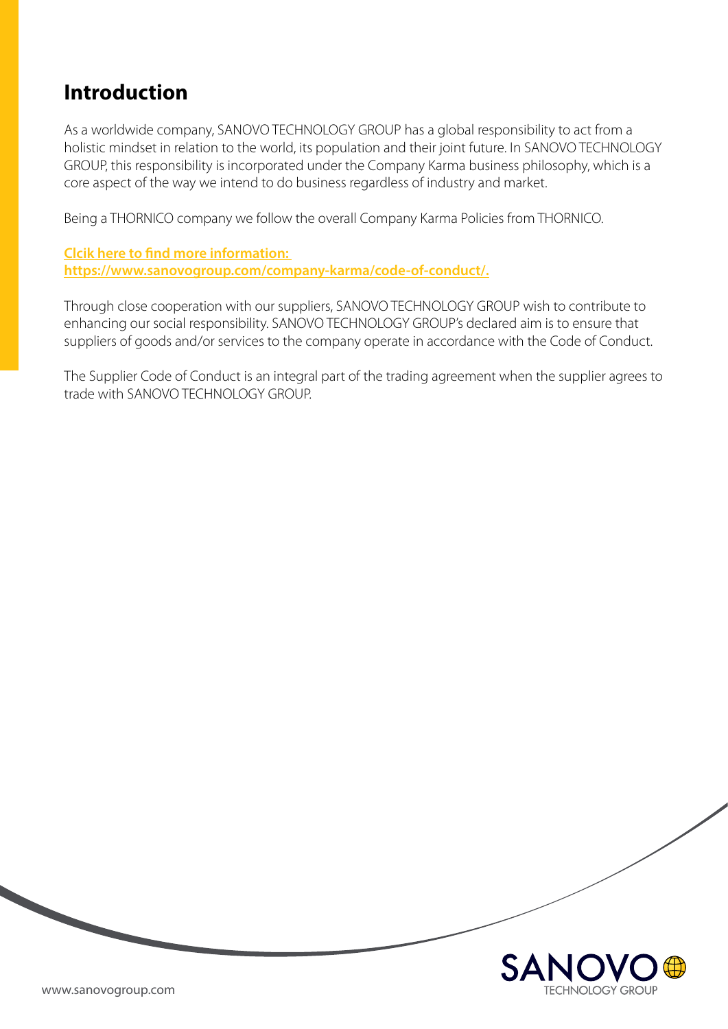# Introduction

As a worldwide company, SANOVO TECHNOLOGY GROUP has a global responsibility to act from a holistic mindset in relation to the world, its population and their joint future. In SANOVO TECHNOLOGY GROUP, this responsibility is incorporated under the Company Karma business philosophy, which is a core aspect of the way we intend to do business regardless of industry and market.

Being a THORNICO company we follow the overall Company Karma Policies from THORNICO.

**Clcik here to find more information: https://www.sanovogroup.com/company-karma/code-of-conduct/.**

Through close cooperation with our suppliers, SANOVO TECHNOLOGY GROUP wish to contribute to enhancing our social responsibility. SANOVO TECHNOLOGY GROUP's declared aim is to ensure that suppliers of goods and/or services to the company operate in accordance with the Code of Conduct.

The Supplier Code of Conduct is an integral part of the trading agreement when the supplier agrees to trade with SANOVO TECHNOLOGY GROUP.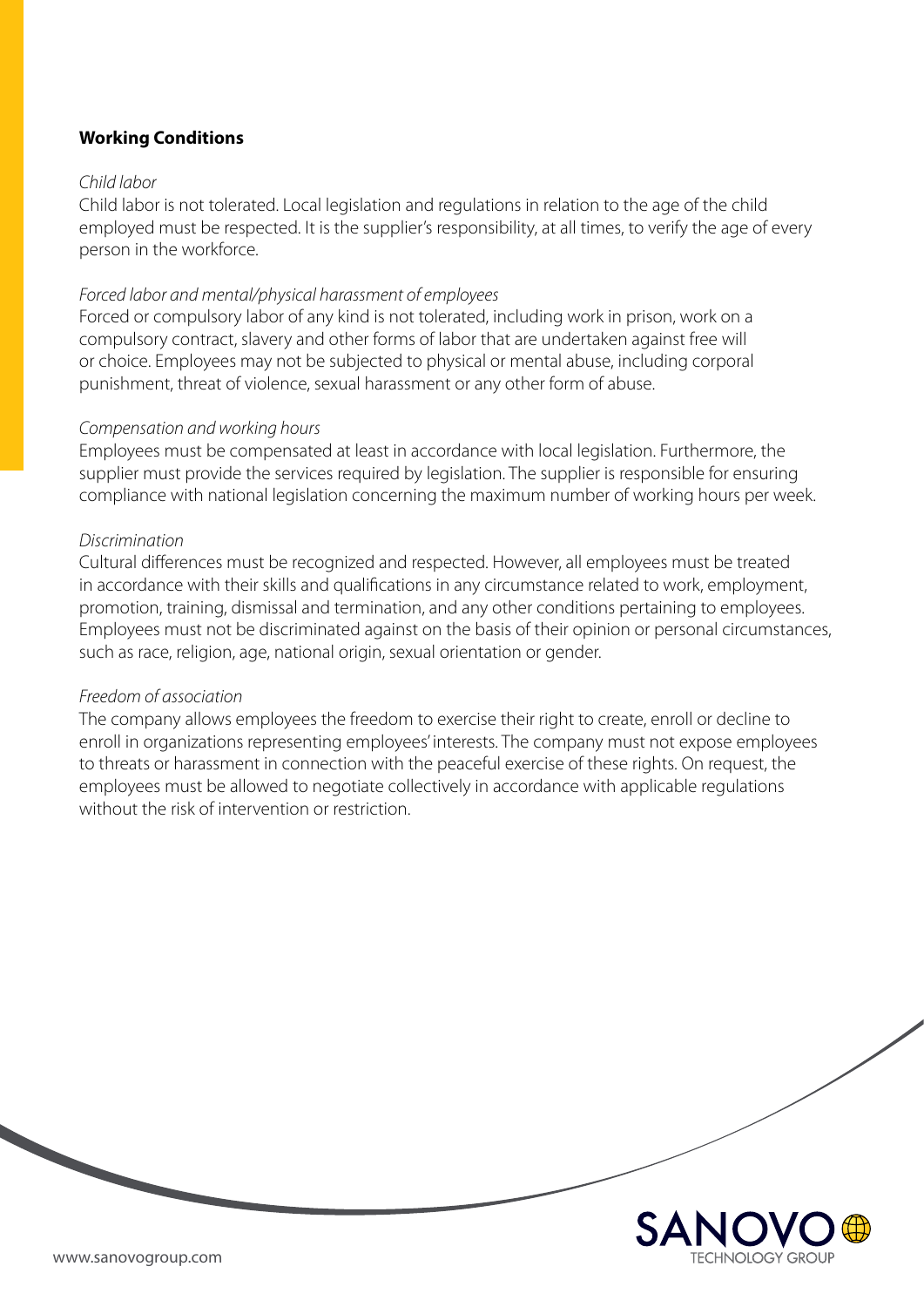## Working Conditions

*Child labor*

Child labor is not tolerated. Local legislation and regulations in relation to the age of the child employed must be respected. It is the supplier's responsibility, at all times, to verify the age of every person in the workforce.

*Forced labor and mental/physical harassment of employees*

Forced or compulsory labor of any kind is not tolerated, including work in prison, work on a compulsory contract, slavery and other forms of labor that are undertaken against free will or choice. Employees may not be subjected to physical or mental abuse, including corporal punishment, threat of violence, sexual harassment or any other form of abuse.

*Compensation and working hours*

Employees must be compensated at least in accordance with local legislation. Furthermore, the supplier must provide the services required by legislation. The supplier is responsible for ensuring compliance with national legislation concerning the maximum number of working hours per week.

*Discrimination*

Cultural differences must be recognized and respected. However, all employees must be treated in accordance with their skills and qualifications in any circumstance related to work, employment, promotion, training, dismissal and termination, and any other conditions pertaining to employees. Employees must not be discriminated against on the basis of their opinion or personal circumstances, such as race, religion, age, national origin, sexual orientation or gender.

*Freedom of association*

The company allows employees the freedom to exercise their right to create, enroll or decline to enroll in organizations representing employees' interests. The company must not expose employees to threats or harassment in connection with the peaceful exercise of these rights. On request, the employees must be allowed to negotiate collectively in accordance with applicable regulations without the risk of intervention or restriction.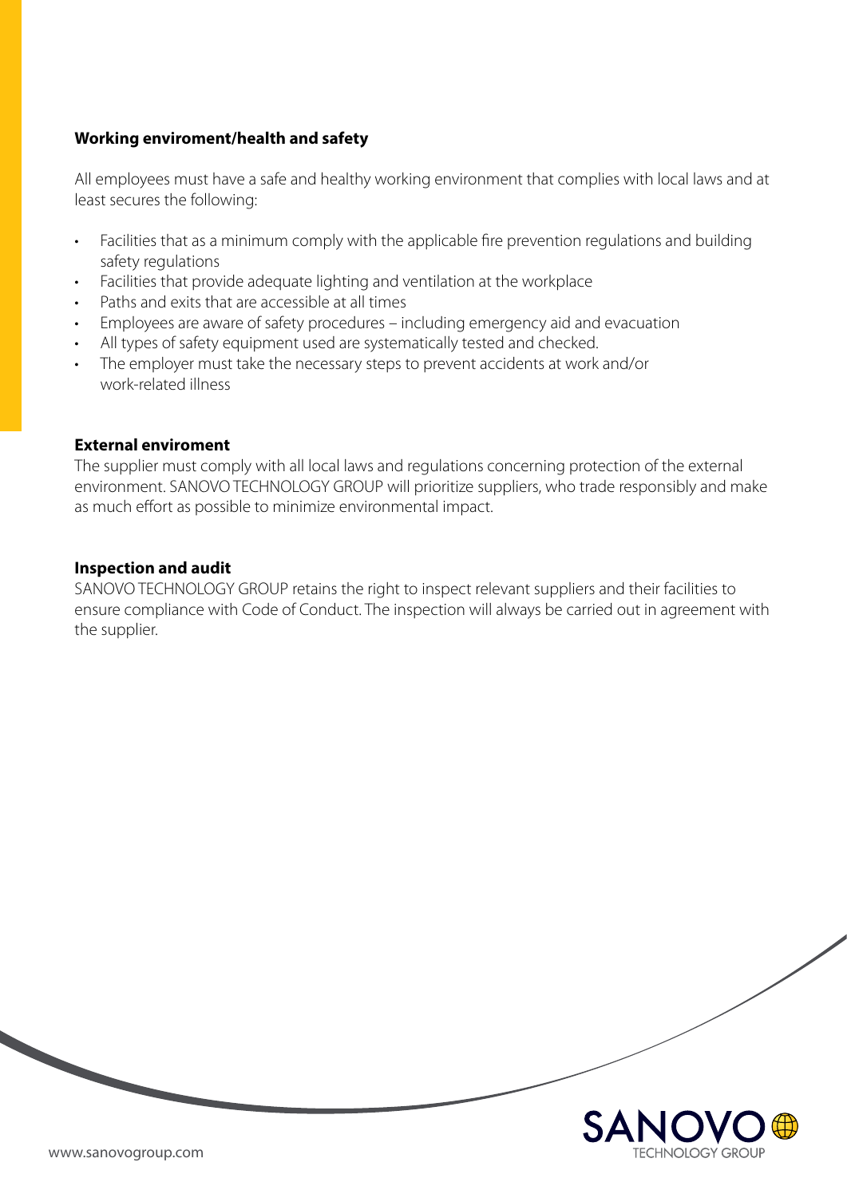**Working enviroment/health and safety**

All employees must have a safe and healthy working environment that complies with local laws and at least secures the following:

- Facilities that as a minimum comply with the applicable fire prevention regulations and building safety regulations
- Facilities that provide adequate lighting and ventilation at the workplace
- Paths and exits that are accessible at all times
- Employees are aware of safety procedures – including emergency aid and evacuation
- All types of safety equipment used are systematically tested and checked.
- The employer must take the necessary steps to prevent accidents at work and/or work-related illness

**External enviroment**

The supplier must comply with all local laws and regulations concerning protection of the external environment. SANOVO TECHNOLOGY GROUP will prioritize suppliers, who trade responsibly and make as much effort as possible to minimize environmental impact.

**Inspection and audit**

SANOVO TECHNOLOGY GROUP retains the right to inspect relevant suppliers and their facilities to ensure compliance with Code of Conduct. The inspection will always be carried out in agreement with the supplier.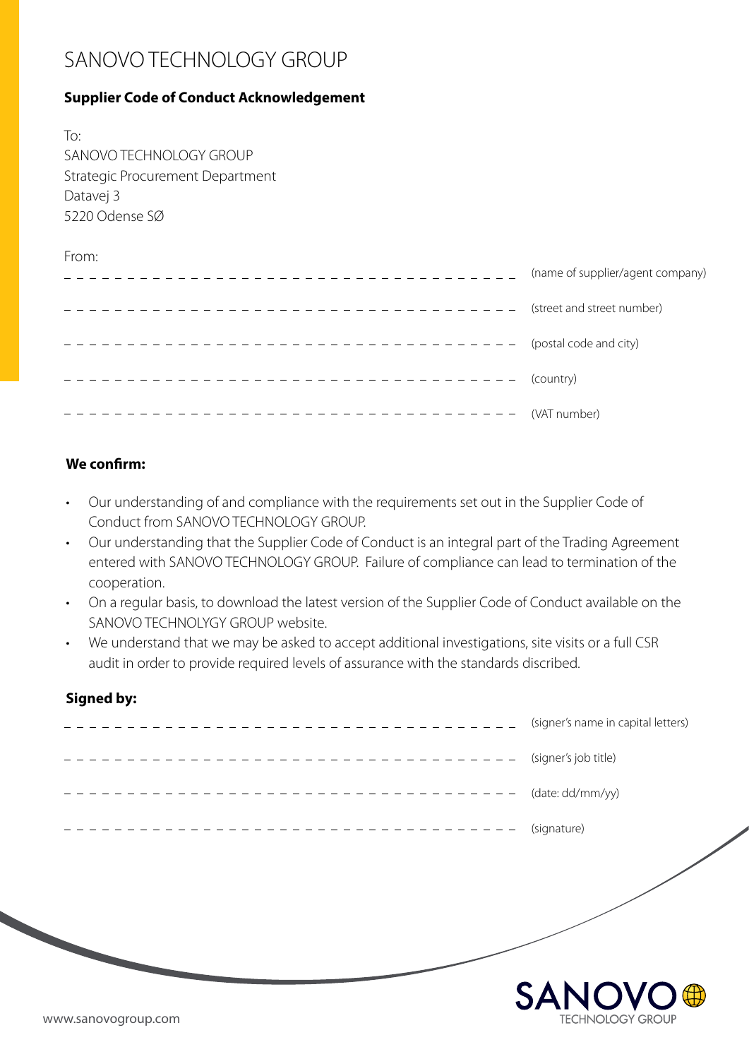# SANOVO TECHNOLOGY GROUP

**Supplier Code of Conduct Acknowledgement**

To:
SANOVO TECHNOLOGY GROUP
Strategic Procurement Department
Datavej 3
5220 Odense SØ

From:

_ _ _ _ _ _ _ _ _ _ _ _ _ _ _ _ _ _ _ _ _ _ _ _ _ _ _ _ _ _ _ _ _ _ _ _ (name of supplier/agent company)

_ _ _ _ _ _ _ _ _ _ _ _ _ _ _ _ _ _ _ _ _ _ _ _ _ _ _ _ _ _ _ _ _ _ _ _ (street and street number)

_ _ _ _ _ _ _ _ _ _ _ _ _ _ _ _ _ _ _ _ _ _ _ _ _ _ _ _ _ _ _ _ _ _ _ _ (postal code and city)

_ _ _ _ _ _ _ _ _ _ _ _ _ _ _ _ _ _ _ _ _ _ _ _ _ _ _ _ _ _ _ _ _ _ _ _ (country)

_ _ _ _ _ _ _ _ _ _ _ _ _ _ _ _ _ _ _ _ _ _ _ _ _ _ _ _ _ _ _ _ _ _ _ _ (VAT number)

**We confirm:**

- Our understanding of and compliance with the requirements set out in the Supplier Code of Conduct from SANOVO TECHNOLOGY GROUP.
- Our understanding that the Supplier Code of Conduct is an integral part of the Trading Agreement entered with SANOVO TECHNOLOGY GROUP. Failure of compliance can lead to termination of the cooperation.
- On a regular basis, to download the latest version of the Supplier Code of Conduct available on the SANOVO TECHNOLYGY GROUP website.
- We understand that we may be asked to accept additional investigations, site visits or a full CSR audit in order to provide required levels of assurance with the standards discribed.

**Signed by:**

_ _ _ _ _ _ _ _ _ _ _ _ _ _ _ _ _ _ _ _ _ _ _ _ _ _ _ _ _ _ _ _ _ _ _ _ (signer's name in capital letters)

_ _ _ _ _ _ _ _ _ _ _ _ _ _ _ _ _ _ _ _ _ _ _ _ _ _ _ _ _ _ _ _ _ _ _ _ (signer's job title)

_ _ _ _ _ _ _ _ _ _ _ _ _ _ _ _ _ _ _ _ _ _ _ _ _ _ _ _ _ _ _ _ _ _ _ _ (date: dd/mm/yy)

_ _ _ _ _ _ _ _ _ _ _ _ _ _ _ _ _ _ _ _ _ _ _ _ _ _ _ _ _ _ _ _ _ _ _ _ (signature)

www.sanovogroup.com

SANOVO TECHNOLOGY GROUP